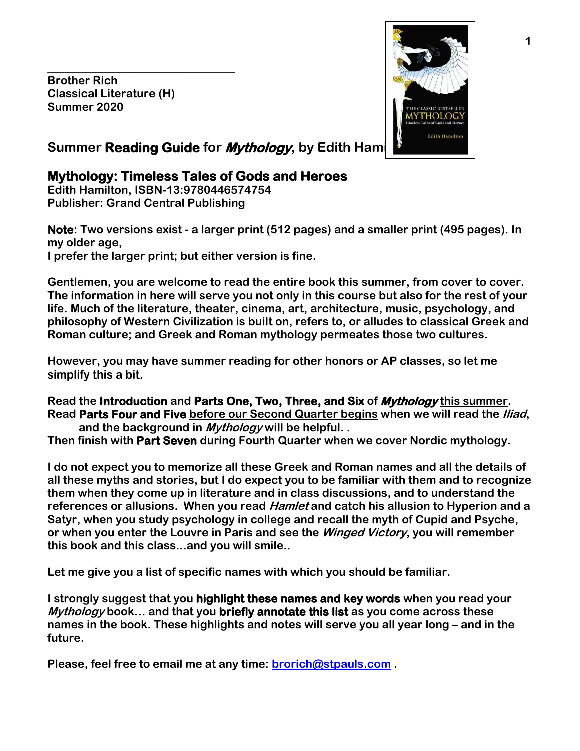**Brother Rich**
**Classical Literature (H)**
**Summer 2020**

## Summer **Reading Guide** for ***Mythology***, by Edith Hamilton

## Mythology: Timeless Tales of Gods and Heroes

**Edith Hamilton, ISBN-13:9780446574754**
**Publisher: Grand Central Publishing**

**Note: Two versions exist - a larger print (512 pages) and a smaller print (495 pages). In my older age,**
**I prefer the larger print; but either version is fine.**

**Gentlemen, you are welcome to read the entire book this summer, from cover to cover. The information in here will serve you not only in this course but also for the rest of your life. Much of the literature, theater, cinema, art, architecture, music, psychology, and philosophy of Western Civilization is built on, refers to, or alludes to classical Greek and Roman culture; and Greek and Roman mythology permeates those two cultures.**

**However, you may have summer reading for other honors or AP classes, so let me simplify this a bit.**

**Read the Introduction and Parts One, Two, Three, and Six of *Mythology* <u>this summer</u>.**
**Read Parts Four and Five <u>before our Second Quarter begins</u> when we will read the *Iliad*, and the background in *Mythology* will be helpful. .**
**Then finish with Part Seven <u>during Fourth Quarter</u> when we cover Nordic mythology.**

**I do not expect you to memorize all these Greek and Roman names and all the details of all these myths and stories, but I do expect you to be familiar with them and to recognize them when they come up in literature and in class discussions, and to understand the references or allusions. When you read *Hamlet* and catch his allusion to Hyperion and a Satyr, when you study psychology in college and recall the myth of Cupid and Psyche, or when you enter the Louvre in Paris and see the *Winged Victory*, you will remember this book and this class…and you will smile..**

**Let me give you a list of specific names with which you should be familiar.**

**I strongly suggest that you highlight these names and key words when you read your *Mythology* book… and that you briefly annotate this list as you come across these names in the book. These highlights and notes will serve you all year long – and in the future.**

**Please, feel free to email me at any time: [brorich@stpauls.com](mailto:brorich@stpauls.com) .**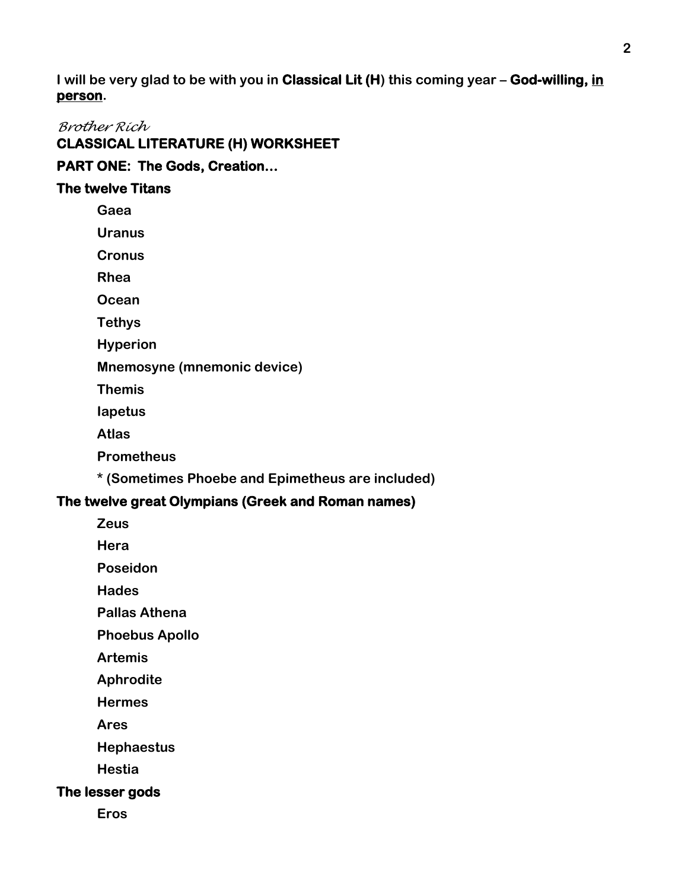I will be very glad to be with you in **Classical Lit (H)** this coming year – **God-willing, <u>in person</u>**.

*Brother Rich*

**CLASSICAL LITERATURE (H) WORKSHEET**

**PART ONE: The Gods, Creation…**

**The twelve Titans**

- Gaea
- Uranus
- Cronus
- Rhea
- Ocean
- Tethys
- Hyperion
- Mnemosyne (mnemonic device)
- Themis
- Iapetus
- Atlas
- Prometheus
- * (Sometimes Phoebe and Epimetheus are included)

**The twelve great Olympians (Greek and Roman names)**

- Zeus
- Hera
- Poseidon
- Hades
- Pallas Athena
- Phoebus Apollo
- Artemis
- Aphrodite
- Hermes
- Ares
- Hephaestus
- Hestia

**The lesser gods**

- Eros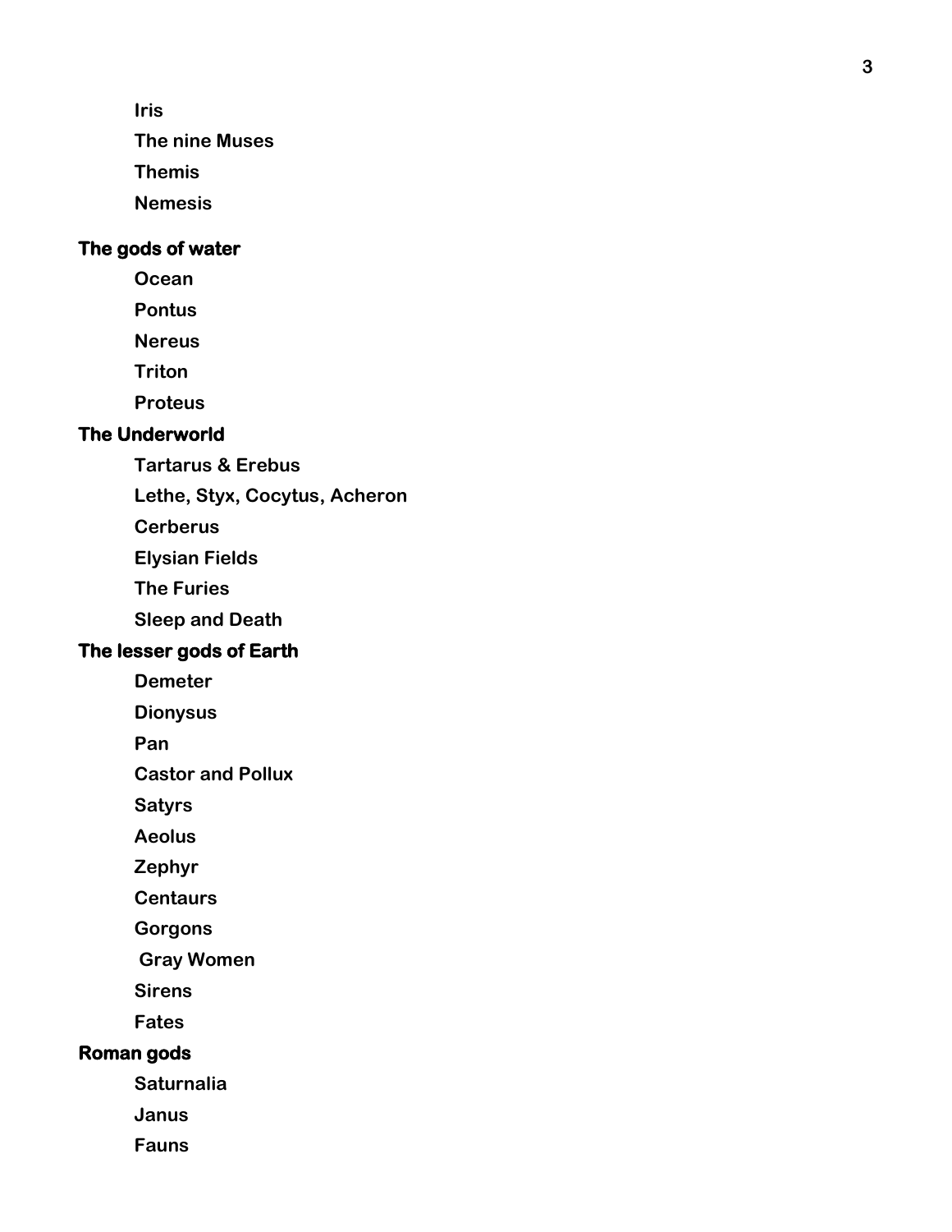**Iris**

**The nine Muses**

**Themis**

**Nemesis**

**The gods of water**

**Ocean**

**Pontus**

**Nereus**

**Triton**

**Proteus**

**The Underworld**

**Tartarus & Erebus**

**Lethe, Styx, Cocytus, Acheron**

**Cerberus**

**Elysian Fields**

**The Furies**

**Sleep and Death**

**The lesser gods of Earth**

**Demeter**

**Dionysus**

**Pan**

**Castor and Pollux**

**Satyrs**

**Aeolus**

**Zephyr**

**Centaurs**

**Gorgons**

**Gray Women**

**Sirens**

**Fates**

**Roman gods**

**Saturnalia**

**Janus**

**Fauns**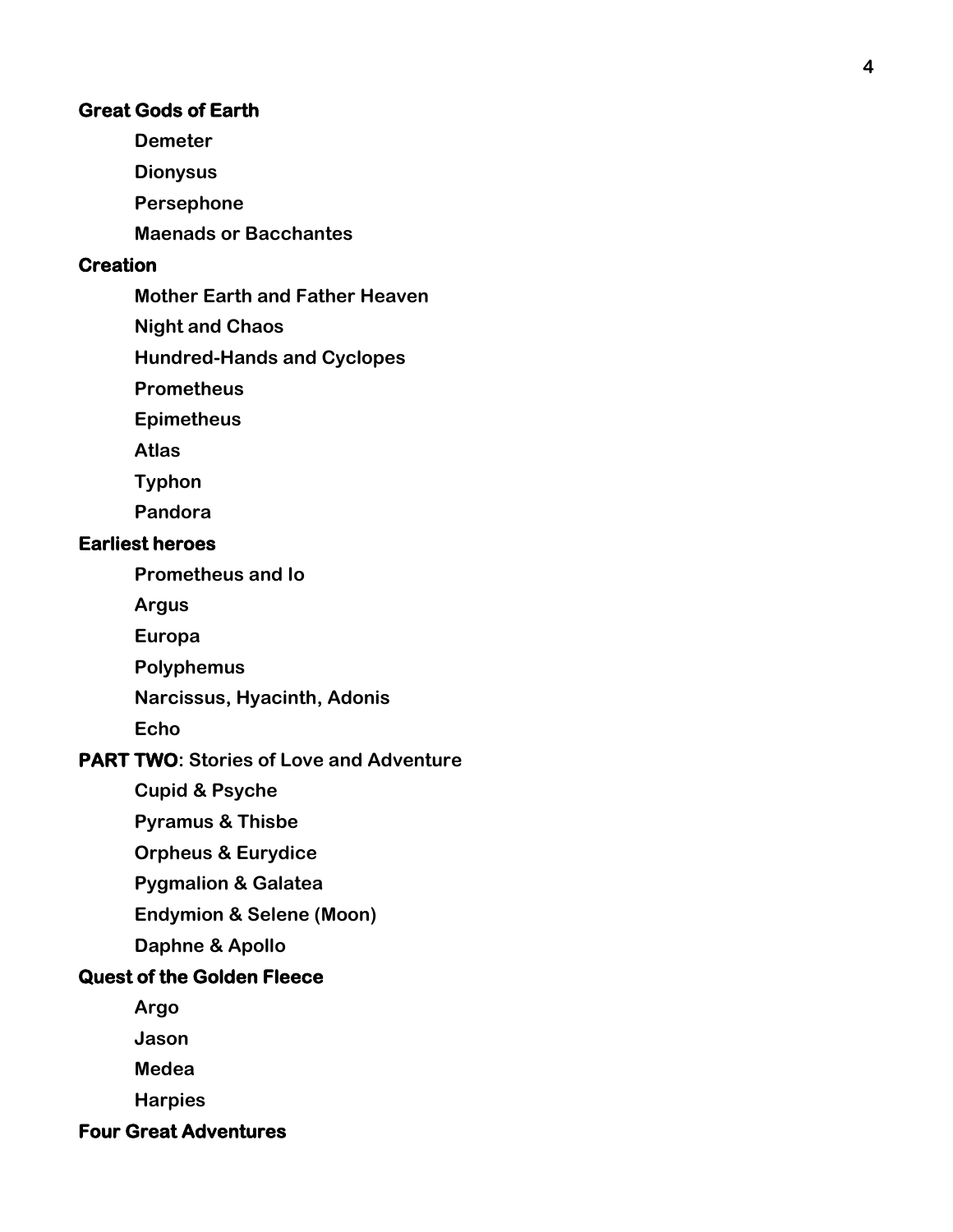**Great Gods of Earth**

- **Demeter**
- **Dionysus**
- **Persephone**
- **Maenads or Bacchantes**

**Creation**

- **Mother Earth and Father Heaven**
- **Night and Chaos**
- **Hundred-Hands and Cyclopes**
- **Prometheus**
- **Epimetheus**
- **Atlas**
- **Typhon**
- **Pandora**

**Earliest heroes**

- **Prometheus and Io**
- **Argus**
- **Europa**
- **Polyphemus**
- **Narcissus, Hyacinth, Adonis**
- **Echo**

**PART TWO**: **Stories of Love and Adventure**

- **Cupid & Psyche**
- **Pyramus & Thisbe**
- **Orpheus & Eurydice**
- **Pygmalion & Galatea**
- **Endymion & Selene (Moon)**
- **Daphne & Apollo**

**Quest of the Golden Fleece**

- **Argo**
- **Jason**
- **Medea**
- **Harpies**

**Four Great Adventures**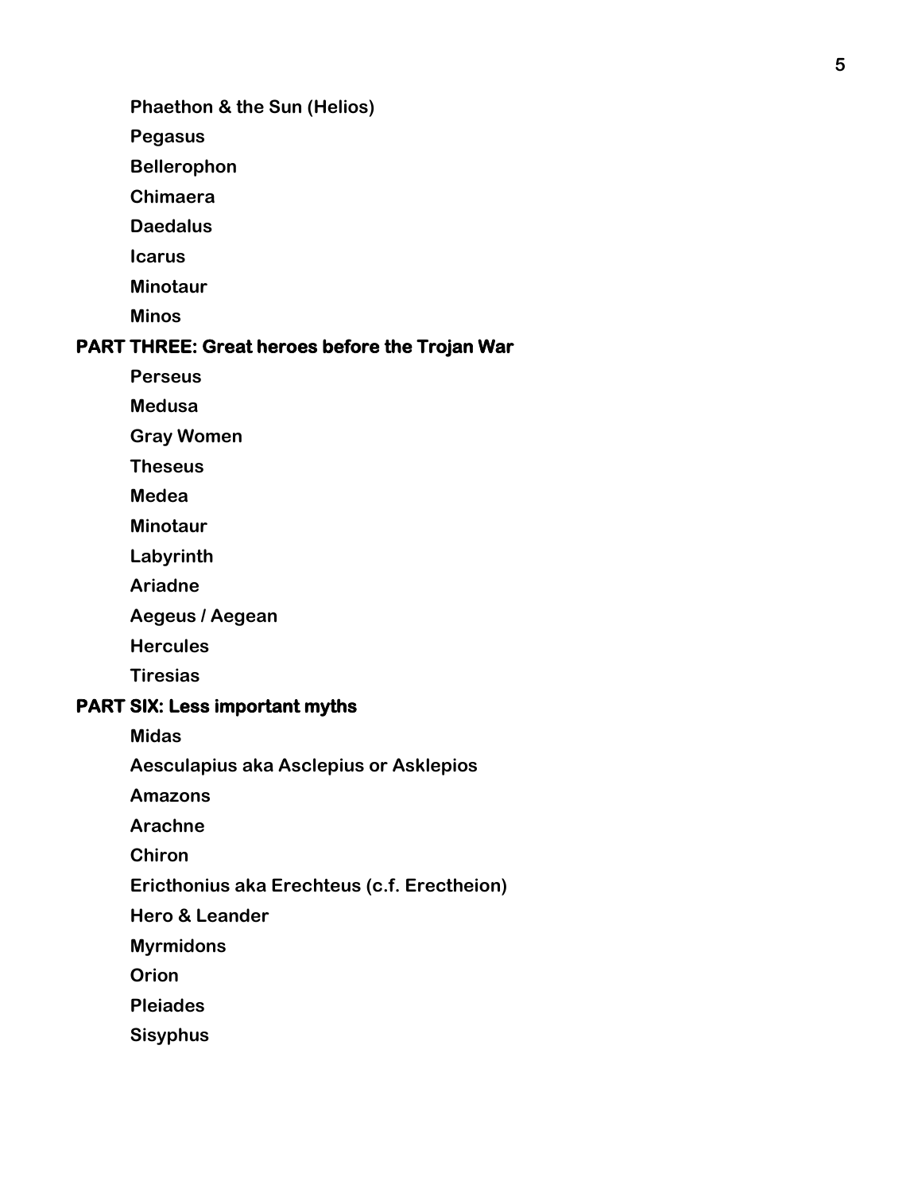**Phaethon & the Sun (Helios)**

**Pegasus**

**Bellerophon**

**Chimaera**

**Daedalus**

**Icarus**

**Minotaur**

**Minos**

## PART THREE: Great heroes before the Trojan War

**Perseus**

**Medusa**

**Gray Women**

**Theseus**

**Medea**

**Minotaur**

**Labyrinth**

**Ariadne**

**Aegeus / Aegean**

**Hercules**

**Tiresias**

## PART SIX: Less important myths

**Midas**

**Aesculapius aka Asclepius or Asklepios**

**Amazons**

**Arachne**

**Chiron**

**Ericthonius aka Erechteus (c.f. Erectheion)**

**Hero & Leander**

**Myrmidons**

**Orion**

**Pleiades**

**Sisyphus**